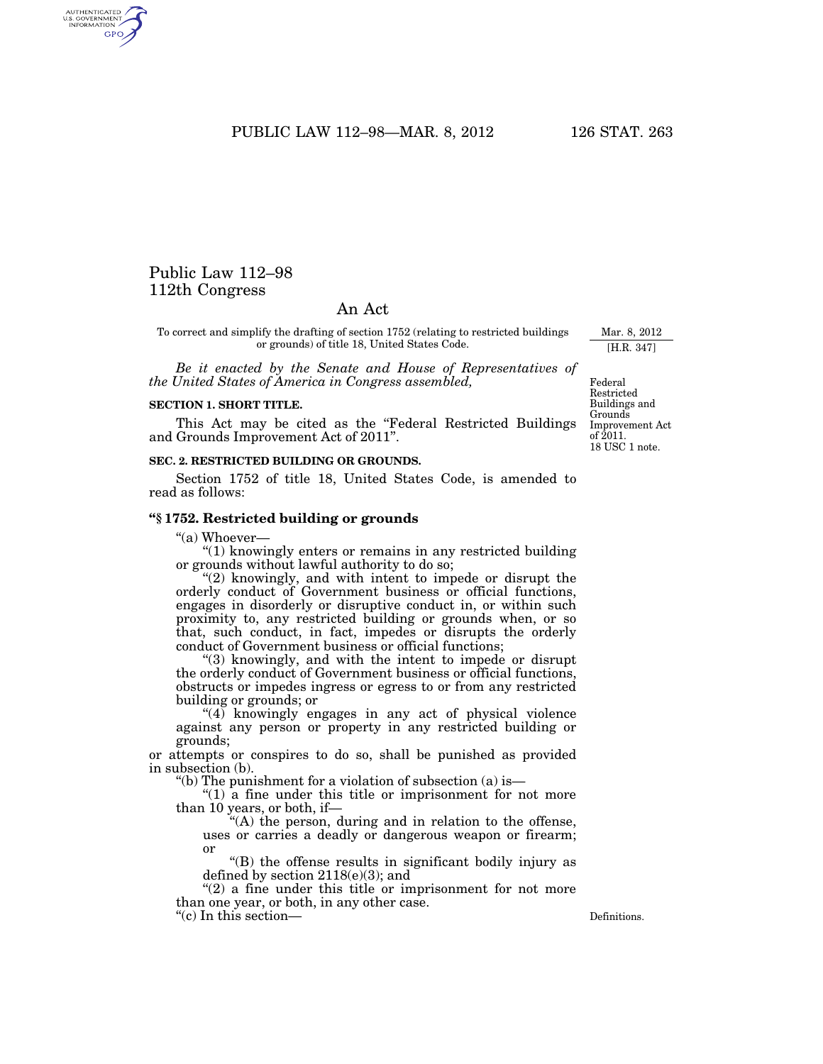# Public Law 112–98
# 112th Congress

## An Act

To correct and simplify the drafting of section 1752 (relating to restricted buildings or grounds) of title 18, United States Code.

Mar. 8, 2012
[H.R. 347]

*Be it enacted by the Senate and House of Representatives of the United States of America in Congress assembled,*

Federal Restricted Buildings and Grounds Improvement Act of 2011.
18 USC 1 note.

**SECTION 1. SHORT TITLE.**

This Act may be cited as the "Federal Restricted Buildings and Grounds Improvement Act of 2011".

**SEC. 2. RESTRICTED BUILDING OR GROUNDS.**

Section 1752 of title 18, United States Code, is amended to read as follows:

**"§ 1752. Restricted building or grounds**

"(a) Whoever—

"(1) knowingly enters or remains in any restricted building or grounds without lawful authority to do so;

"(2) knowingly, and with intent to impede or disrupt the orderly conduct of Government business or official functions, engages in disorderly or disruptive conduct in, or within such proximity to, any restricted building or grounds when, or so that, such conduct, in fact, impedes or disrupts the orderly conduct of Government business or official functions;

"(3) knowingly, and with the intent to impede or disrupt the orderly conduct of Government business or official functions, obstructs or impedes ingress or egress to or from any restricted building or grounds; or

"(4) knowingly engages in any act of physical violence against any person or property in any restricted building or grounds;

or attempts or conspires to do so, shall be punished as provided in subsection (b).

"(b) The punishment for a violation of subsection (a) is—

"(1) a fine under this title or imprisonment for not more than 10 years, or both, if—

"(A) the person, during and in relation to the offense, uses or carries a deadly or dangerous weapon or firearm; or

"(B) the offense results in significant bodily injury as defined by section 2118(e)(3); and

"(2) a fine under this title or imprisonment for not more than one year, or both, in any other case.

"(c) In this section—

Definitions.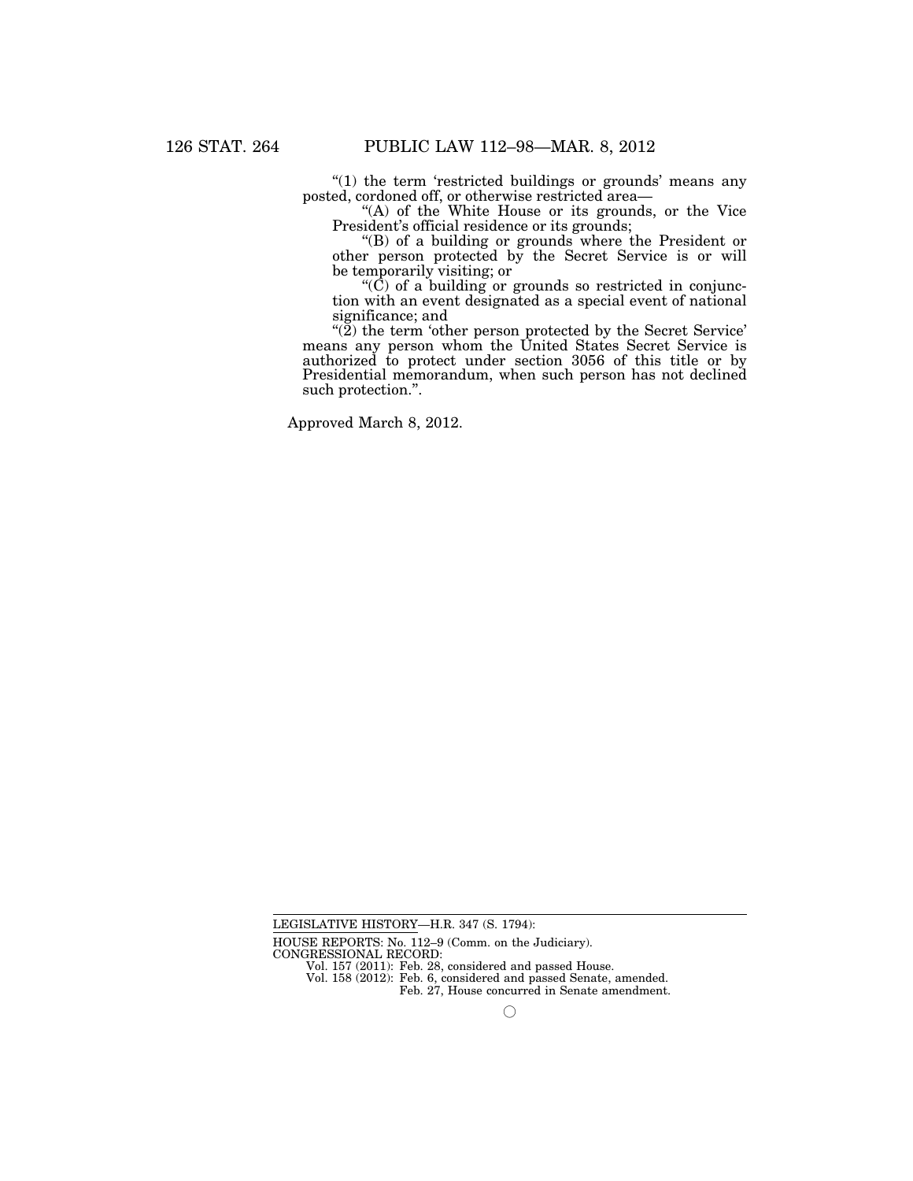"(1) the term 'restricted buildings or grounds' means any posted, cordoned off, or otherwise restricted area—

"(A) of the White House or its grounds, or the Vice President's official residence or its grounds;

"(B) of a building or grounds where the President or other person protected by the Secret Service is or will be temporarily visiting; or

"(C) of a building or grounds so restricted in conjunction with an event designated as a special event of national significance; and

"(2) the term 'other person protected by the Secret Service' means any person whom the United States Secret Service is authorized to protect under section 3056 of this title or by Presidential memorandum, when such person has not declined such protection.".

Approved March 8, 2012.

---

LEGISLATIVE HISTORY—H.R. 347 (S. 1794):

HOUSE REPORTS: No. 112–9 (Comm. on the Judiciary).

CONGRESSIONAL RECORD:

Vol. 157 (2011): Feb. 28, considered and passed House.

Vol. 158 (2012): Feb. 6, considered and passed Senate, amended.

Feb. 27, House concurred in Senate amendment.

○